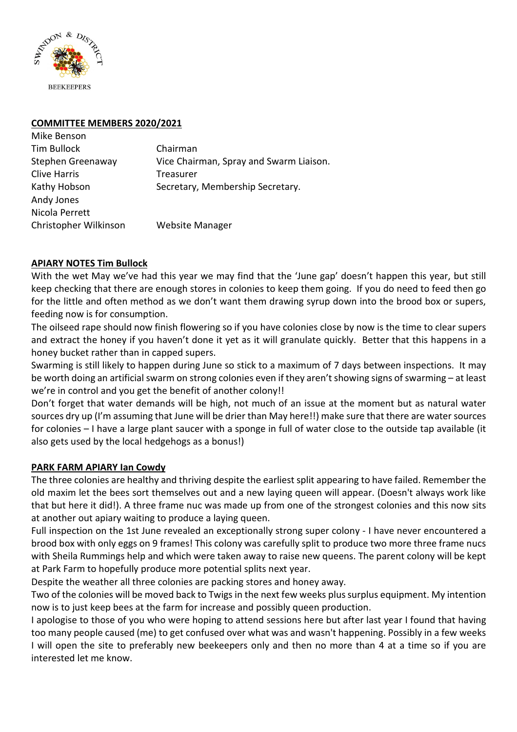SWINDON & DISTRICT BEEKEEPERS

## COMMITTEE MEMBERS 2020/2021

| | |
|---|---|
| Mike Benson | |
| Tim Bullock | Chairman |
| Stephen Greenaway | Vice Chairman, Spray and Swarm Liaison. |
| Clive Harris | Treasurer |
| Kathy Hobson | Secretary, Membership Secretary. |
| Andy Jones | |
| Nicola Perrett | |
| Christopher Wilkinson | Website Manager |

## APIARY NOTES Tim Bullock

With the wet May we've had this year we may find that the 'June gap' doesn't happen this year, but still keep checking that there are enough stores in colonies to keep them going. If you do need to feed then go for the little and often method as we don't want them drawing syrup down into the brood box or supers, feeding now is for consumption.

The oilseed rape should now finish flowering so if you have colonies close by now is the time to clear supers and extract the honey if you haven't done it yet as it will granulate quickly. Better that this happens in a honey bucket rather than in capped supers.

Swarming is still likely to happen during June so stick to a maximum of 7 days between inspections. It may be worth doing an artificial swarm on strong colonies even if they aren't showing signs of swarming – at least we're in control and you get the benefit of another colony!!

Don't forget that water demands will be high, not much of an issue at the moment but as natural water sources dry up (I'm assuming that June will be drier than May here!!) make sure that there are water sources for colonies – I have a large plant saucer with a sponge in full of water close to the outside tap available (it also gets used by the local hedgehogs as a bonus!)

## PARK FARM APIARY Ian Cowdy

The three colonies are healthy and thriving despite the earliest split appearing to have failed. Remember the old maxim let the bees sort themselves out and a new laying queen will appear. (Doesn't always work like that but here it did!). A three frame nuc was made up from one of the strongest colonies and this now sits at another out apiary waiting to produce a laying queen.

Full inspection on the 1st June revealed an exceptionally strong super colony - I have never encountered a brood box with only eggs on 9 frames! This colony was carefully split to produce two more three frame nucs with Sheila Rummings help and which were taken away to raise new queens. The parent colony will be kept at Park Farm to hopefully produce more potential splits next year.

Despite the weather all three colonies are packing stores and honey away.

Two of the colonies will be moved back to Twigs in the next few weeks plus surplus equipment. My intention now is to just keep bees at the farm for increase and possibly queen production.

I apologise to those of you who were hoping to attend sessions here but after last year I found that having too many people caused (me) to get confused over what was and wasn't happening. Possibly in a few weeks I will open the site to preferably new beekeepers only and then no more than 4 at a time so if you are interested let me know.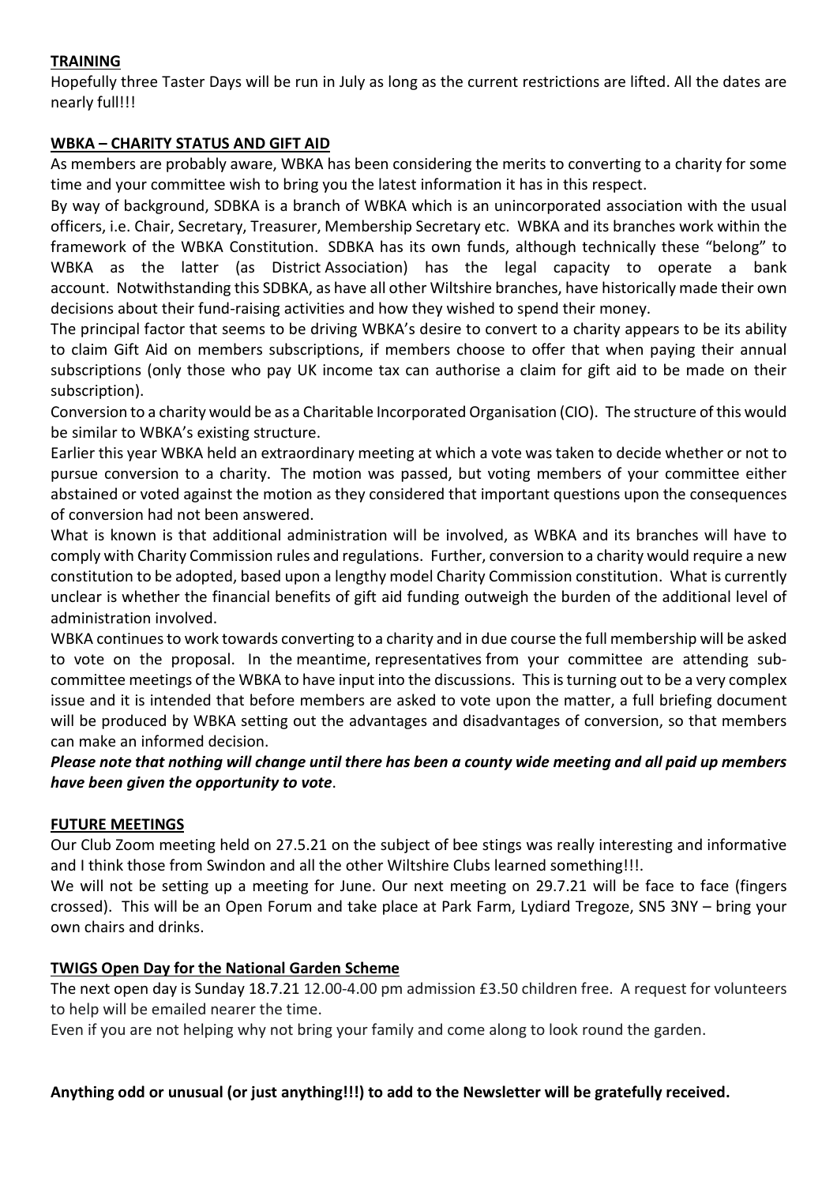## TRAINING

Hopefully three Taster Days will be run in July as long as the current restrictions are lifted. All the dates are nearly full!!!

## WBKA – CHARITY STATUS AND GIFT AID

As members are probably aware, WBKA has been considering the merits to converting to a charity for some time and your committee wish to bring you the latest information it has in this respect.

By way of background, SDBKA is a branch of WBKA which is an unincorporated association with the usual officers, i.e. Chair, Secretary, Treasurer, Membership Secretary etc. WBKA and its branches work within the framework of the WBKA Constitution. SDBKA has its own funds, although technically these "belong" to WBKA as the latter (as District Association) has the legal capacity to operate a bank account. Notwithstanding this SDBKA, as have all other Wiltshire branches, have historically made their own decisions about their fund-raising activities and how they wished to spend their money.

The principal factor that seems to be driving WBKA's desire to convert to a charity appears to be its ability to claim Gift Aid on members subscriptions, if members choose to offer that when paying their annual subscriptions (only those who pay UK income tax can authorise a claim for gift aid to be made on their subscription).

Conversion to a charity would be as a Charitable Incorporated Organisation (CIO). The structure of this would be similar to WBKA's existing structure.

Earlier this year WBKA held an extraordinary meeting at which a vote was taken to decide whether or not to pursue conversion to a charity. The motion was passed, but voting members of your committee either abstained or voted against the motion as they considered that important questions upon the consequences of conversion had not been answered.

What is known is that additional administration will be involved, as WBKA and its branches will have to comply with Charity Commission rules and regulations. Further, conversion to a charity would require a new constitution to be adopted, based upon a lengthy model Charity Commission constitution. What is currently unclear is whether the financial benefits of gift aid funding outweigh the burden of the additional level of administration involved.

WBKA continues to work towards converting to a charity and in due course the full membership will be asked to vote on the proposal. In the meantime, representatives from your committee are attending sub-committee meetings of the WBKA to have input into the discussions. This is turning out to be a very complex issue and it is intended that before members are asked to vote upon the matter, a full briefing document will be produced by WBKA setting out the advantages and disadvantages of conversion, so that members can make an informed decision.

***Please note that nothing will change until there has been a county wide meeting and all paid up members have been given the opportunity to vote***.

## FUTURE MEETINGS

Our Club Zoom meeting held on 27.5.21 on the subject of bee stings was really interesting and informative and I think those from Swindon and all the other Wiltshire Clubs learned something!!!.

We will not be setting up a meeting for June. Our next meeting on 29.7.21 will be face to face (fingers crossed). This will be an Open Forum and take place at Park Farm, Lydiard Tregoze, SN5 3NY – bring your own chairs and drinks.

## TWIGS Open Day for the National Garden Scheme

The next open day is Sunday 18.7.21 12.00-4.00 pm admission £3.50 children free. A request for volunteers to help will be emailed nearer the time.

Even if you are not helping why not bring your family and come along to look round the garden.

**Anything odd or unusual (or just anything!!!) to add to the Newsletter will be gratefully received.**